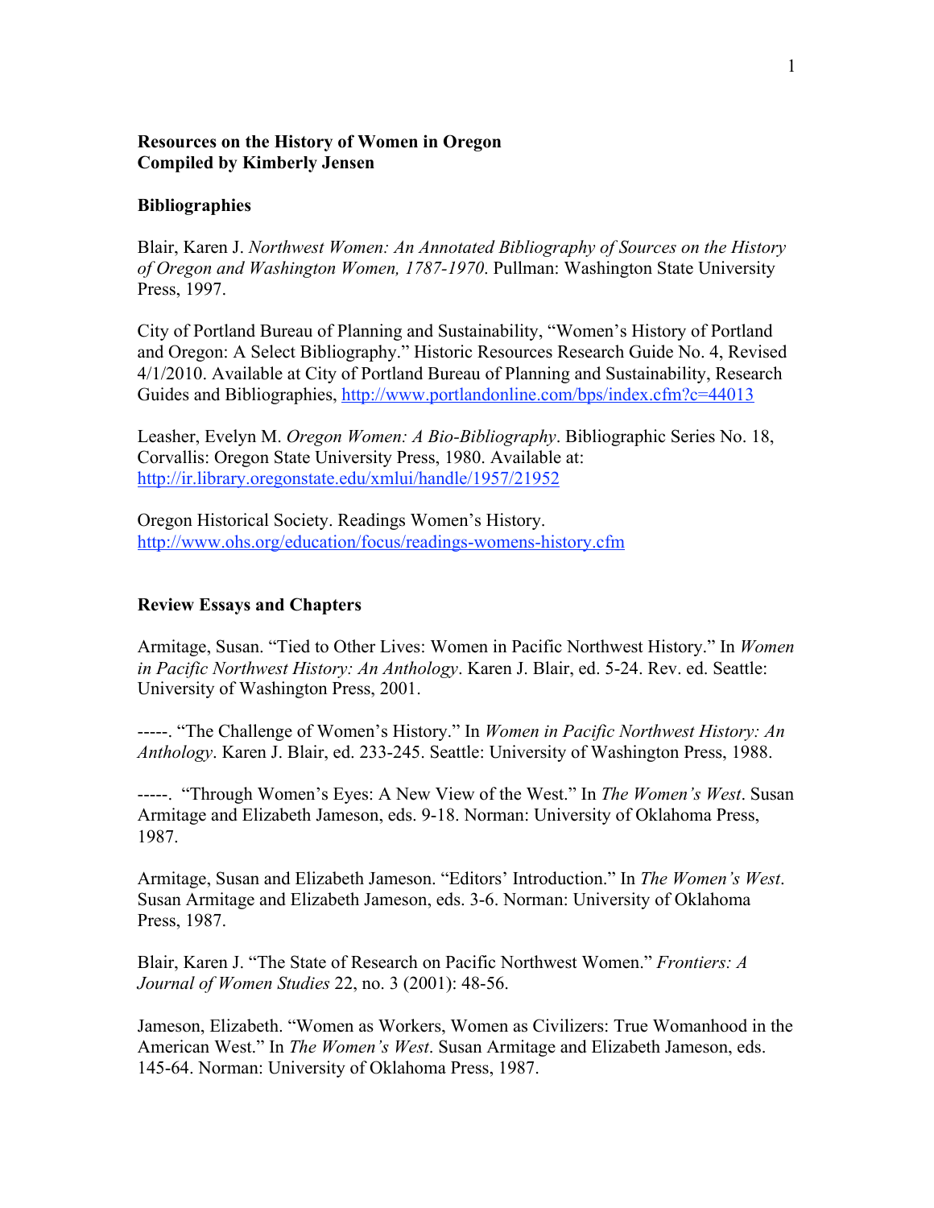**Resources on the History of Women in Oregon**
**Compiled by Kimberly Jensen**

## Bibliographies

Blair, Karen J. *Northwest Women: An Annotated Bibliography of Sources on the History of Oregon and Washington Women, 1787-1970*. Pullman: Washington State University Press, 1997.

City of Portland Bureau of Planning and Sustainability, "Women's History of Portland and Oregon: A Select Bibliography." Historic Resources Research Guide No. 4, Revised 4/1/2010. Available at City of Portland Bureau of Planning and Sustainability, Research Guides and Bibliographies, http://www.portlandonline.com/bps/index.cfm?c=44013

Leasher, Evelyn M. *Oregon Women: A Bio-Bibliography*. Bibliographic Series No. 18, Corvallis: Oregon State University Press, 1980. Available at: http://ir.library.oregonstate.edu/xmlui/handle/1957/21952

Oregon Historical Society. Readings Women's History. http://www.ohs.org/education/focus/readings-womens-history.cfm

## Review Essays and Chapters

Armitage, Susan. "Tied to Other Lives: Women in Pacific Northwest History." In *Women in Pacific Northwest History: An Anthology*. Karen J. Blair, ed. 5-24. Rev. ed. Seattle: University of Washington Press, 2001.

-----. "The Challenge of Women's History." In *Women in Pacific Northwest History: An Anthology*. Karen J. Blair, ed. 233-245. Seattle: University of Washington Press, 1988.

-----. "Through Women's Eyes: A New View of the West." In *The Women's West*. Susan Armitage and Elizabeth Jameson, eds. 9-18. Norman: University of Oklahoma Press, 1987.

Armitage, Susan and Elizabeth Jameson. "Editors' Introduction." In *The Women's West*. Susan Armitage and Elizabeth Jameson, eds. 3-6. Norman: University of Oklahoma Press, 1987.

Blair, Karen J. "The State of Research on Pacific Northwest Women." *Frontiers: A Journal of Women Studies* 22, no. 3 (2001): 48-56.

Jameson, Elizabeth. "Women as Workers, Women as Civilizers: True Womanhood in the American West." In *The Women's West*. Susan Armitage and Elizabeth Jameson, eds. 145-64. Norman: University of Oklahoma Press, 1987.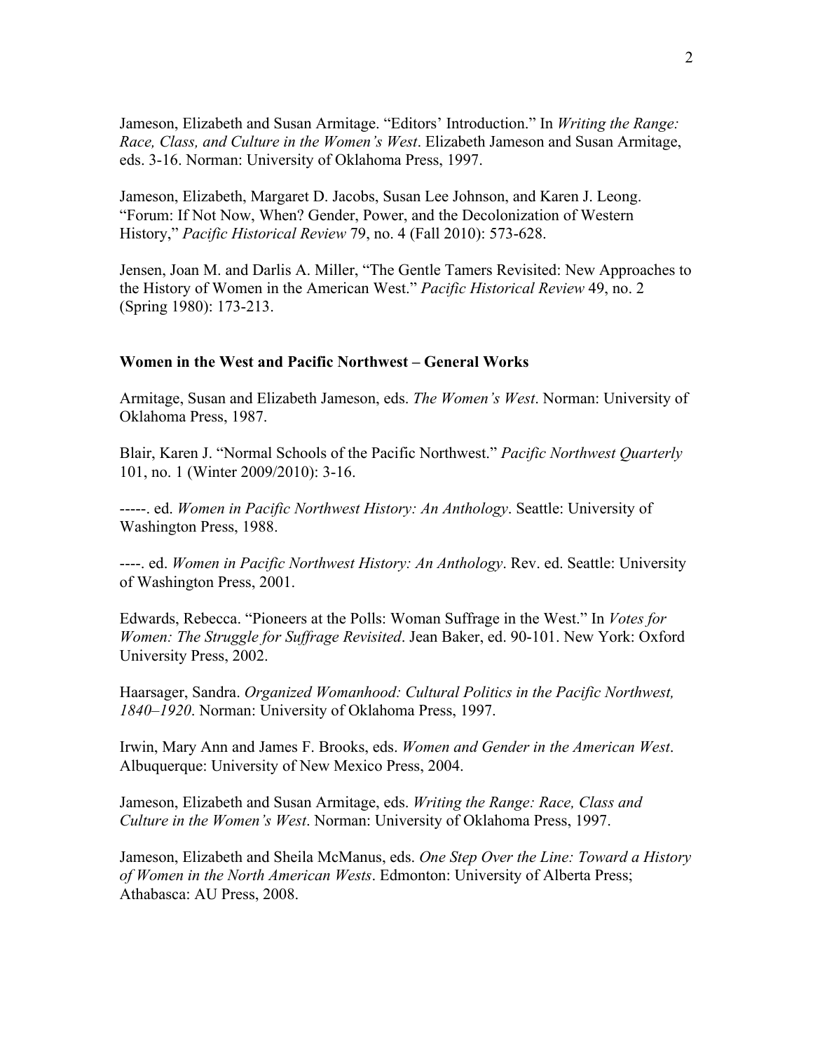Jameson, Elizabeth and Susan Armitage. “Editors’ Introduction.” In *Writing the Range: Race, Class, and Culture in the Women’s West*. Elizabeth Jameson and Susan Armitage, eds. 3-16. Norman: University of Oklahoma Press, 1997.

Jameson, Elizabeth, Margaret D. Jacobs, Susan Lee Johnson, and Karen J. Leong. “Forum: If Not Now, When? Gender, Power, and the Decolonization of Western History,” *Pacific Historical Review* 79, no. 4 (Fall 2010): 573-628.

Jensen, Joan M. and Darlis A. Miller, “The Gentle Tamers Revisited: New Approaches to the History of Women in the American West.” *Pacific Historical Review* 49, no. 2 (Spring 1980): 173-213.

**Women in the West and Pacific Northwest – General Works**

Armitage, Susan and Elizabeth Jameson, eds. *The Women’s West*. Norman: University of Oklahoma Press, 1987.

Blair, Karen J. “Normal Schools of the Pacific Northwest.” *Pacific Northwest Quarterly* 101, no. 1 (Winter 2009/2010): 3-16.

-----. ed. *Women in Pacific Northwest History: An Anthology*. Seattle: University of Washington Press, 1988.

----. ed. *Women in Pacific Northwest History: An Anthology*. Rev. ed. Seattle: University of Washington Press, 2001.

Edwards, Rebecca. “Pioneers at the Polls: Woman Suffrage in the West.” In *Votes for Women: The Struggle for Suffrage Revisited*. Jean Baker, ed. 90-101. New York: Oxford University Press, 2002.

Haarsager, Sandra. *Organized Womanhood: Cultural Politics in the Pacific Northwest, 1840–1920*. Norman: University of Oklahoma Press, 1997.

Irwin, Mary Ann and James F. Brooks, eds. *Women and Gender in the American West*. Albuquerque: University of New Mexico Press, 2004.

Jameson, Elizabeth and Susan Armitage, eds. *Writing the Range: Race, Class and Culture in the Women’s West*. Norman: University of Oklahoma Press, 1997.

Jameson, Elizabeth and Sheila McManus, eds. *One Step Over the Line: Toward a History of Women in the North American Wests*. Edmonton: University of Alberta Press; Athabasca: AU Press, 2008.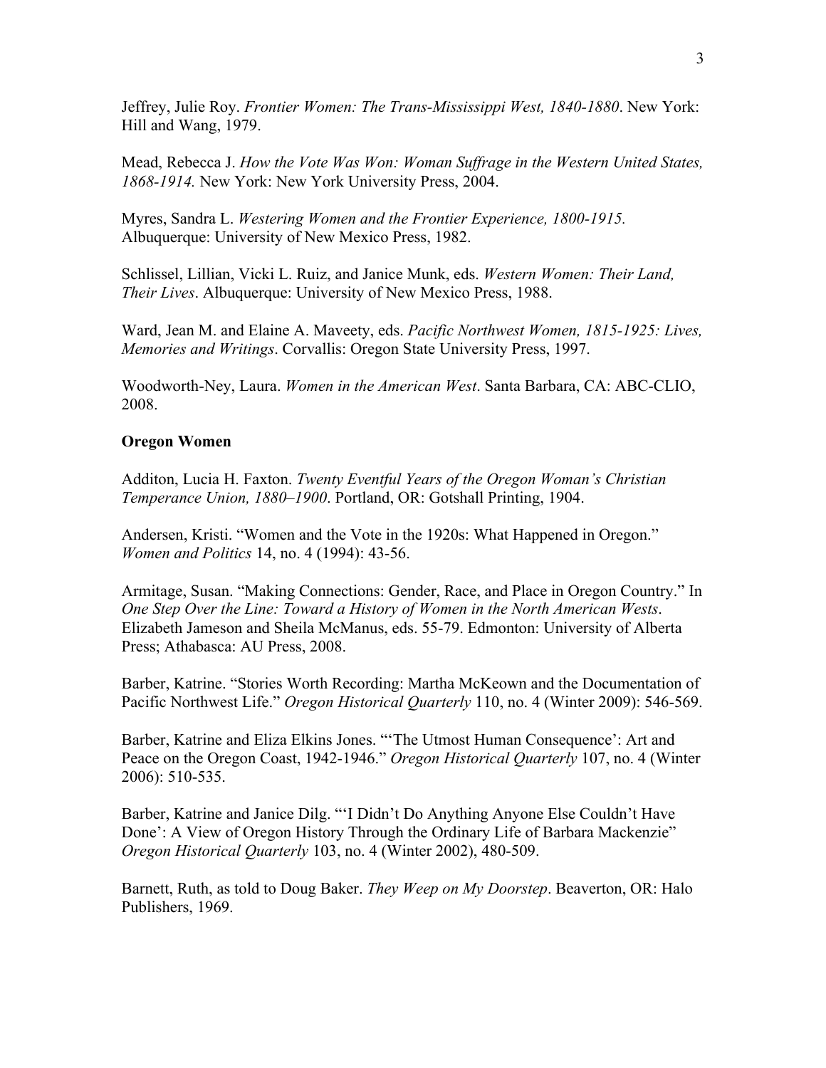Jeffrey, Julie Roy. *Frontier Women: The Trans-Mississippi West, 1840-1880*. New York: Hill and Wang, 1979.

Mead, Rebecca J. *How the Vote Was Won: Woman Suffrage in the Western United States, 1868-1914.* New York: New York University Press, 2004.

Myres, Sandra L. *Westering Women and the Frontier Experience, 1800-1915.* Albuquerque: University of New Mexico Press, 1982.

Schlissel, Lillian, Vicki L. Ruiz, and Janice Munk, eds. *Western Women: Their Land, Their Lives*. Albuquerque: University of New Mexico Press, 1988.

Ward, Jean M. and Elaine A. Maveety, eds. *Pacific Northwest Women, 1815-1925: Lives, Memories and Writings*. Corvallis: Oregon State University Press, 1997.

Woodworth-Ney, Laura. *Women in the American West*. Santa Barbara, CA: ABC-CLIO, 2008.

**Oregon Women**

Additon, Lucia H. Faxton. *Twenty Eventful Years of the Oregon Woman's Christian Temperance Union, 1880–1900*. Portland, OR: Gotshall Printing, 1904.

Andersen, Kristi. "Women and the Vote in the 1920s: What Happened in Oregon." *Women and Politics* 14, no. 4 (1994): 43-56.

Armitage, Susan. "Making Connections: Gender, Race, and Place in Oregon Country." In *One Step Over the Line: Toward a History of Women in the North American Wests*. Elizabeth Jameson and Sheila McManus, eds. 55-79. Edmonton: University of Alberta Press; Athabasca: AU Press, 2008.

Barber, Katrine. "Stories Worth Recording: Martha McKeown and the Documentation of Pacific Northwest Life." *Oregon Historical Quarterly* 110, no. 4 (Winter 2009): 546-569.

Barber, Katrine and Eliza Elkins Jones. "'The Utmost Human Consequence': Art and Peace on the Oregon Coast, 1942-1946." *Oregon Historical Quarterly* 107, no. 4 (Winter 2006): 510-535.

Barber, Katrine and Janice Dilg. "'I Didn't Do Anything Anyone Else Couldn't Have Done': A View of Oregon History Through the Ordinary Life of Barbara Mackenzie" *Oregon Historical Quarterly* 103, no. 4 (Winter 2002), 480-509.

Barnett, Ruth, as told to Doug Baker. *They Weep on My Doorstep*. Beaverton, OR: Halo Publishers, 1969.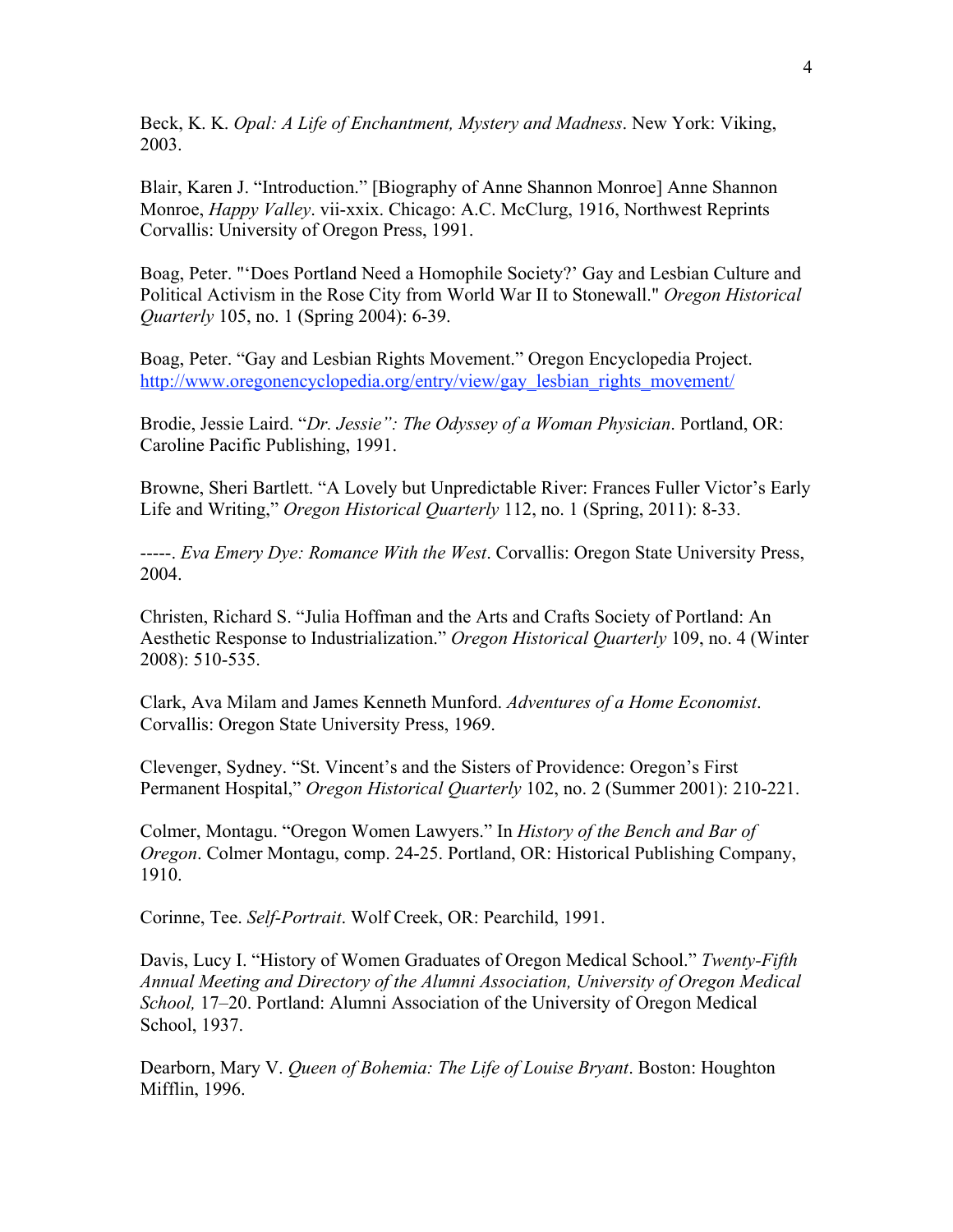Beck, K. K. *Opal: A Life of Enchantment, Mystery and Madness*. New York: Viking, 2003.

Blair, Karen J. "Introduction." [Biography of Anne Shannon Monroe] Anne Shannon Monroe, *Happy Valley*. vii-xxix. Chicago: A.C. McClurg, 1916, Northwest Reprints Corvallis: University of Oregon Press, 1991.

Boag, Peter. "'Does Portland Need a Homophile Society?' Gay and Lesbian Culture and Political Activism in the Rose City from World War II to Stonewall." *Oregon Historical Quarterly* 105, no. 1 (Spring 2004): 6-39.

Boag, Peter. "Gay and Lesbian Rights Movement." Oregon Encyclopedia Project. http://www.oregonencyclopedia.org/entry/view/gay_lesbian_rights_movement/

Brodie, Jessie Laird. "*Dr. Jessie": The Odyssey of a Woman Physician*. Portland, OR: Caroline Pacific Publishing, 1991.

Browne, Sheri Bartlett. "A Lovely but Unpredictable River: Frances Fuller Victor's Early Life and Writing," *Oregon Historical Quarterly* 112, no. 1 (Spring, 2011): 8-33.

-----. *Eva Emery Dye: Romance With the West*. Corvallis: Oregon State University Press, 2004.

Christen, Richard S. "Julia Hoffman and the Arts and Crafts Society of Portland: An Aesthetic Response to Industrialization." *Oregon Historical Quarterly* 109, no. 4 (Winter 2008): 510-535.

Clark, Ava Milam and James Kenneth Munford. *Adventures of a Home Economist*. Corvallis: Oregon State University Press, 1969.

Clevenger, Sydney. "St. Vincent's and the Sisters of Providence: Oregon's First Permanent Hospital," *Oregon Historical Quarterly* 102, no. 2 (Summer 2001): 210-221.

Colmer, Montagu. "Oregon Women Lawyers." In *History of the Bench and Bar of Oregon*. Colmer Montagu, comp. 24-25. Portland, OR: Historical Publishing Company, 1910.

Corinne, Tee. *Self-Portrait*. Wolf Creek, OR: Pearchild, 1991.

Davis, Lucy I. "History of Women Graduates of Oregon Medical School." *Twenty-Fifth Annual Meeting and Directory of the Alumni Association, University of Oregon Medical School,* 17–20. Portland: Alumni Association of the University of Oregon Medical School, 1937.

Dearborn, Mary V. *Queen of Bohemia: The Life of Louise Bryant*. Boston: Houghton Mifflin, 1996.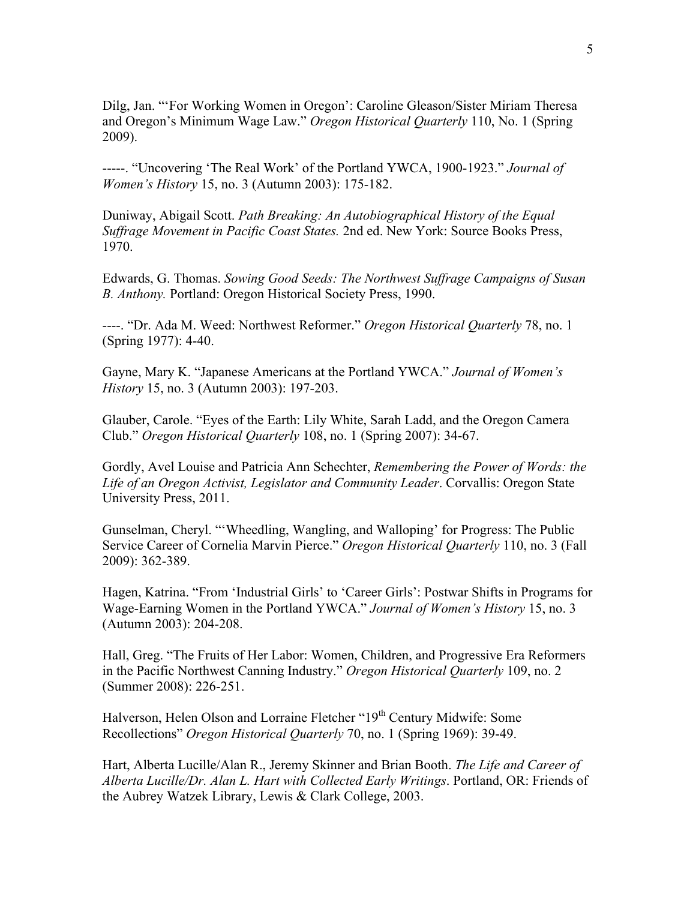Dilg, Jan. "'For Working Women in Oregon': Caroline Gleason/Sister Miriam Theresa and Oregon's Minimum Wage Law." *Oregon Historical Quarterly* 110, No. 1 (Spring 2009).

-----. "Uncovering 'The Real Work' of the Portland YWCA, 1900-1923." *Journal of Women's History* 15, no. 3 (Autumn 2003): 175-182.

Duniway, Abigail Scott. *Path Breaking: An Autobiographical History of the Equal Suffrage Movement in Pacific Coast States.* 2nd ed. New York: Source Books Press, 1970.

Edwards, G. Thomas. *Sowing Good Seeds: The Northwest Suffrage Campaigns of Susan B. Anthony.* Portland: Oregon Historical Society Press, 1990.

----. "Dr. Ada M. Weed: Northwest Reformer." *Oregon Historical Quarterly* 78, no. 1 (Spring 1977): 4-40.

Gayne, Mary K. "Japanese Americans at the Portland YWCA." *Journal of Women's History* 15, no. 3 (Autumn 2003): 197-203.

Glauber, Carole. "Eyes of the Earth: Lily White, Sarah Ladd, and the Oregon Camera Club." *Oregon Historical Quarterly* 108, no. 1 (Spring 2007): 34-67.

Gordly, Avel Louise and Patricia Ann Schechter, *Remembering the Power of Words: the Life of an Oregon Activist, Legislator and Community Leader*. Corvallis: Oregon State University Press, 2011.

Gunselman, Cheryl. "'Wheedling, Wangling, and Walloping' for Progress: The Public Service Career of Cornelia Marvin Pierce." *Oregon Historical Quarterly* 110, no. 3 (Fall 2009): 362-389.

Hagen, Katrina. "From 'Industrial Girls' to 'Career Girls': Postwar Shifts in Programs for Wage-Earning Women in the Portland YWCA." *Journal of Women's History* 15, no. 3 (Autumn 2003): 204-208.

Hall, Greg. "The Fruits of Her Labor: Women, Children, and Progressive Era Reformers in the Pacific Northwest Canning Industry." *Oregon Historical Quarterly* 109, no. 2 (Summer 2008): 226-251.

Halverson, Helen Olson and Lorraine Fletcher "19th Century Midwife: Some Recollections" *Oregon Historical Quarterly* 70, no. 1 (Spring 1969): 39-49.

Hart, Alberta Lucille/Alan R., Jeremy Skinner and Brian Booth. *The Life and Career of Alberta Lucille/Dr. Alan L. Hart with Collected Early Writings*. Portland, OR: Friends of the Aubrey Watzek Library, Lewis & Clark College, 2003.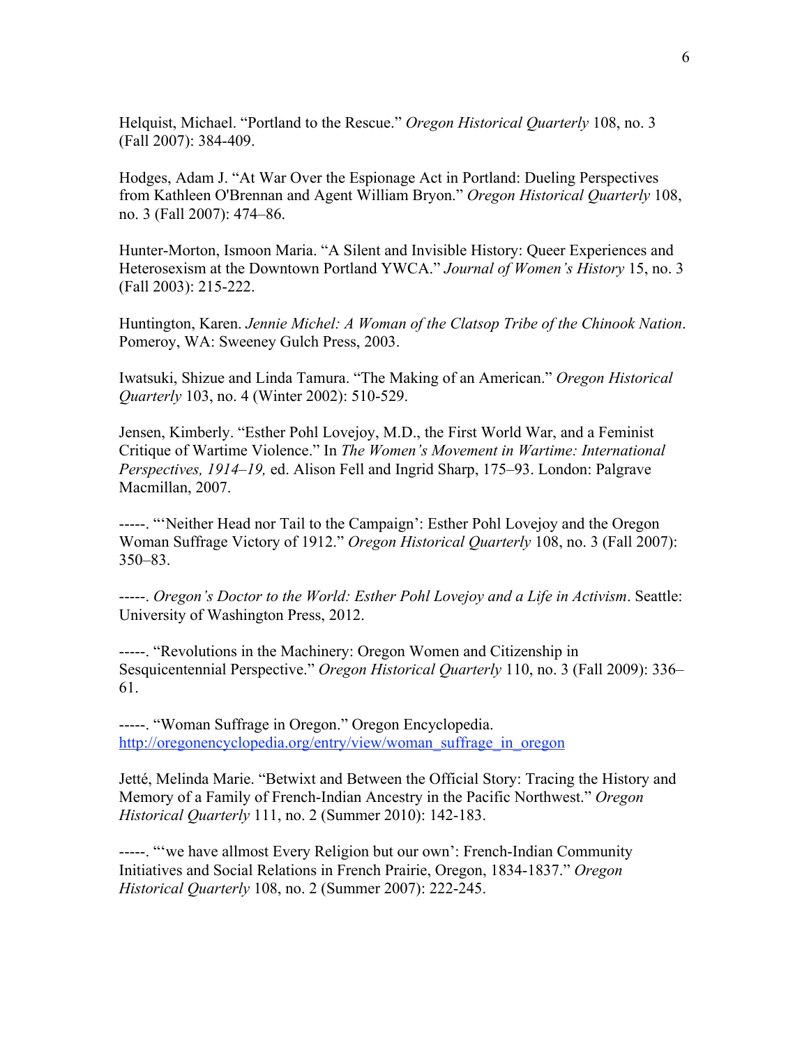Helquist, Michael. “Portland to the Rescue.” *Oregon Historical Quarterly* 108, no. 3 (Fall 2007): 384-409.

Hodges, Adam J. “At War Over the Espionage Act in Portland: Dueling Perspectives from Kathleen O'Brennan and Agent William Bryon.” *Oregon Historical Quarterly* 108, no. 3 (Fall 2007): 474–86.

Hunter-Morton, Ismoon Maria. “A Silent and Invisible History: Queer Experiences and Heterosexism at the Downtown Portland YWCA.” *Journal of Women’s History* 15, no. 3 (Fall 2003): 215-222.

Huntington, Karen. *Jennie Michel: A Woman of the Clatsop Tribe of the Chinook Nation*. Pomeroy, WA: Sweeney Gulch Press, 2003.

Iwatsuki, Shizue and Linda Tamura. “The Making of an American.” *Oregon Historical Quarterly* 103, no. 4 (Winter 2002): 510-529.

Jensen, Kimberly. “Esther Pohl Lovejoy, M.D., the First World War, and a Feminist Critique of Wartime Violence.” In *The Women’s Movement in Wartime: International Perspectives, 1914–19,* ed. Alison Fell and Ingrid Sharp, 175–93. London: Palgrave Macmillan, 2007.

-----. “‘Neither Head nor Tail to the Campaign’: Esther Pohl Lovejoy and the Oregon Woman Suffrage Victory of 1912.” *Oregon Historical Quarterly* 108, no. 3 (Fall 2007): 350–83.

-----. *Oregon’s Doctor to the World: Esther Pohl Lovejoy and a Life in Activism*. Seattle: University of Washington Press, 2012.

-----. “Revolutions in the Machinery: Oregon Women and Citizenship in Sesquicentennial Perspective.” *Oregon Historical Quarterly* 110, no. 3 (Fall 2009): 336–61.

-----. “Woman Suffrage in Oregon.” Oregon Encyclopedia. http://oregonencyclopedia.org/entry/view/woman_suffrage_in_oregon

Jetté, Melinda Marie. “Betwixt and Between the Official Story: Tracing the History and Memory of a Family of French-Indian Ancestry in the Pacific Northwest.” *Oregon Historical Quarterly* 111, no. 2 (Summer 2010): 142-183.

-----. “‘we have allmost Every Religion but our own’: French-Indian Community Initiatives and Social Relations in French Prairie, Oregon, 1834-1837.” *Oregon Historical Quarterly* 108, no. 2 (Summer 2007): 222-245.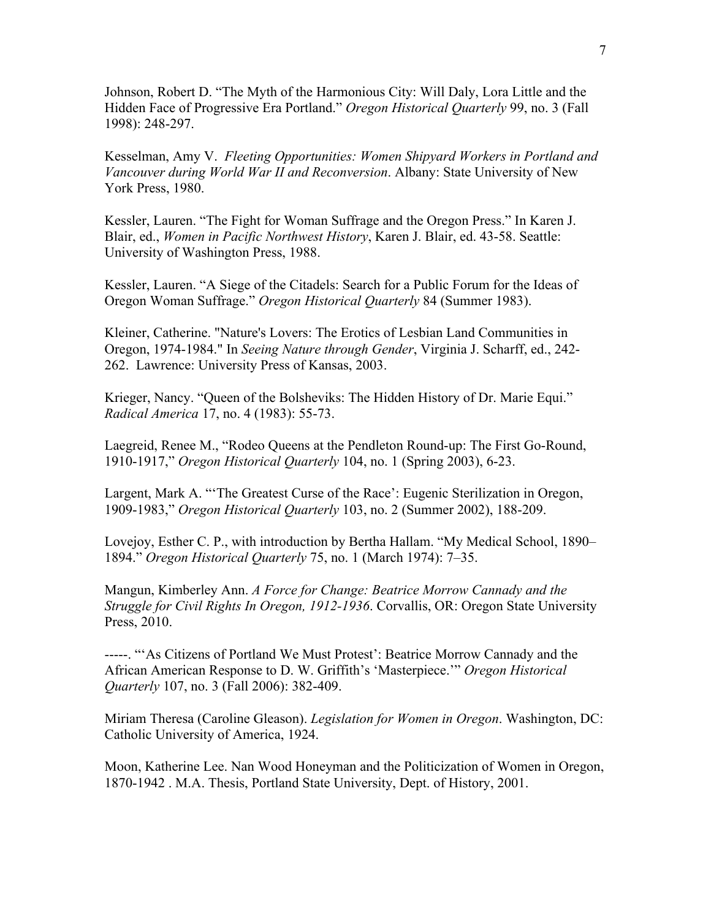Johnson, Robert D. "The Myth of the Harmonious City: Will Daly, Lora Little and the Hidden Face of Progressive Era Portland." *Oregon Historical Quarterly* 99, no. 3 (Fall 1998): 248-297.

Kesselman, Amy V. *Fleeting Opportunities: Women Shipyard Workers in Portland and Vancouver during World War II and Reconversion*. Albany: State University of New York Press, 1980.

Kessler, Lauren. "The Fight for Woman Suffrage and the Oregon Press." In Karen J. Blair, ed., *Women in Pacific Northwest History*, Karen J. Blair, ed. 43-58. Seattle: University of Washington Press, 1988.

Kessler, Lauren. "A Siege of the Citadels: Search for a Public Forum for the Ideas of Oregon Woman Suffrage." *Oregon Historical Quarterly* 84 (Summer 1983).

Kleiner, Catherine. "Nature's Lovers: The Erotics of Lesbian Land Communities in Oregon, 1974-1984." In *Seeing Nature through Gender*, Virginia J. Scharff, ed., 242-262. Lawrence: University Press of Kansas, 2003.

Krieger, Nancy. "Queen of the Bolsheviks: The Hidden History of Dr. Marie Equi." *Radical America* 17, no. 4 (1983): 55-73.

Laegreid, Renee M., "Rodeo Queens at the Pendleton Round-up: The First Go-Round, 1910-1917," *Oregon Historical Quarterly* 104, no. 1 (Spring 2003), 6-23.

Largent, Mark A. "'The Greatest Curse of the Race': Eugenic Sterilization in Oregon, 1909-1983," *Oregon Historical Quarterly* 103, no. 2 (Summer 2002), 188-209.

Lovejoy, Esther C. P., with introduction by Bertha Hallam. "My Medical School, 1890–1894." *Oregon Historical Quarterly* 75, no. 1 (March 1974): 7–35.

Mangun, Kimberley Ann. *A Force for Change: Beatrice Morrow Cannady and the Struggle for Civil Rights In Oregon, 1912-1936*. Corvallis, OR: Oregon State University Press, 2010.

-----. "'As Citizens of Portland We Must Protest': Beatrice Morrow Cannady and the African American Response to D. W. Griffith's 'Masterpiece.'" *Oregon Historical Quarterly* 107, no. 3 (Fall 2006): 382-409.

Miriam Theresa (Caroline Gleason). *Legislation for Women in Oregon*. Washington, DC: Catholic University of America, 1924.

Moon, Katherine Lee. Nan Wood Honeyman and the Politicization of Women in Oregon, 1870-1942 . M.A. Thesis, Portland State University, Dept. of History, 2001.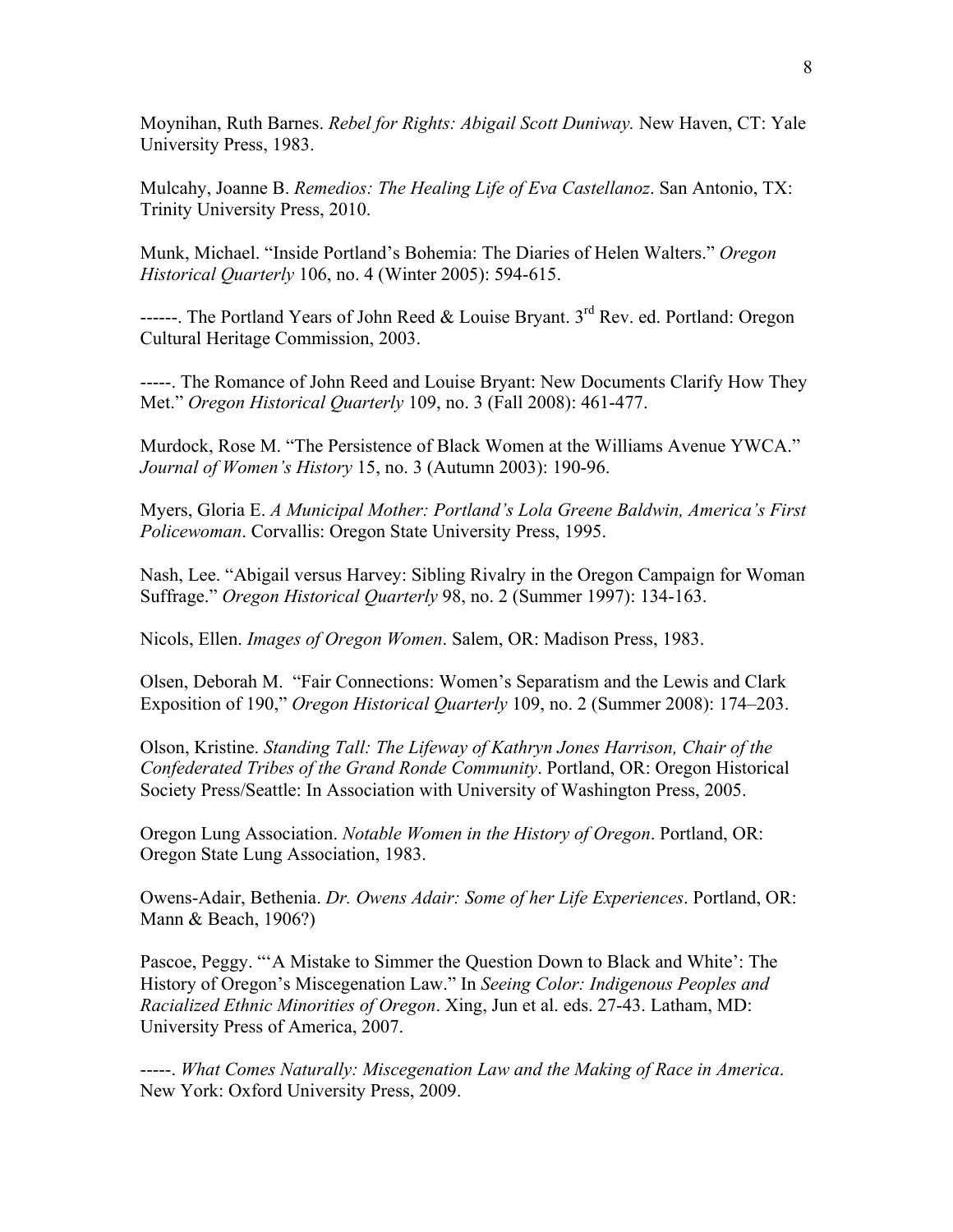Moynihan, Ruth Barnes. *Rebel for Rights: Abigail Scott Duniway.* New Haven, CT: Yale University Press, 1983.

Mulcahy, Joanne B. *Remedios: The Healing Life of Eva Castellanoz*. San Antonio, TX: Trinity University Press, 2010.

Munk, Michael. "Inside Portland's Bohemia: The Diaries of Helen Walters." *Oregon Historical Quarterly* 106, no. 4 (Winter 2005): 594-615.

------. The Portland Years of John Reed & Louise Bryant. 3rd Rev. ed. Portland: Oregon Cultural Heritage Commission, 2003.

-----. The Romance of John Reed and Louise Bryant: New Documents Clarify How They Met." *Oregon Historical Quarterly* 109, no. 3 (Fall 2008): 461-477.

Murdock, Rose M. "The Persistence of Black Women at the Williams Avenue YWCA." *Journal of Women's History* 15, no. 3 (Autumn 2003): 190-96.

Myers, Gloria E. *A Municipal Mother: Portland's Lola Greene Baldwin, America's First Policewoman*. Corvallis: Oregon State University Press, 1995.

Nash, Lee. "Abigail versus Harvey: Sibling Rivalry in the Oregon Campaign for Woman Suffrage." *Oregon Historical Quarterly* 98, no. 2 (Summer 1997): 134-163.

Nicols, Ellen. *Images of Oregon Women*. Salem, OR: Madison Press, 1983.

Olsen, Deborah M. "Fair Connections: Women's Separatism and the Lewis and Clark Exposition of 190," *Oregon Historical Quarterly* 109, no. 2 (Summer 2008): 174–203.

Olson, Kristine. *Standing Tall: The Lifeway of Kathryn Jones Harrison, Chair of the Confederated Tribes of the Grand Ronde Community*. Portland, OR: Oregon Historical Society Press/Seattle: In Association with University of Washington Press, 2005.

Oregon Lung Association. *Notable Women in the History of Oregon*. Portland, OR: Oregon State Lung Association, 1983.

Owens-Adair, Bethenia. *Dr. Owens Adair: Some of her Life Experiences*. Portland, OR: Mann & Beach, 1906?)

Pascoe, Peggy. "'A Mistake to Simmer the Question Down to Black and White': The History of Oregon's Miscegenation Law." In *Seeing Color: Indigenous Peoples and Racialized Ethnic Minorities of Oregon*. Xing, Jun et al. eds. 27-43. Latham, MD: University Press of America, 2007.

-----. *What Comes Naturally: Miscegenation Law and the Making of Race in America*. New York: Oxford University Press, 2009.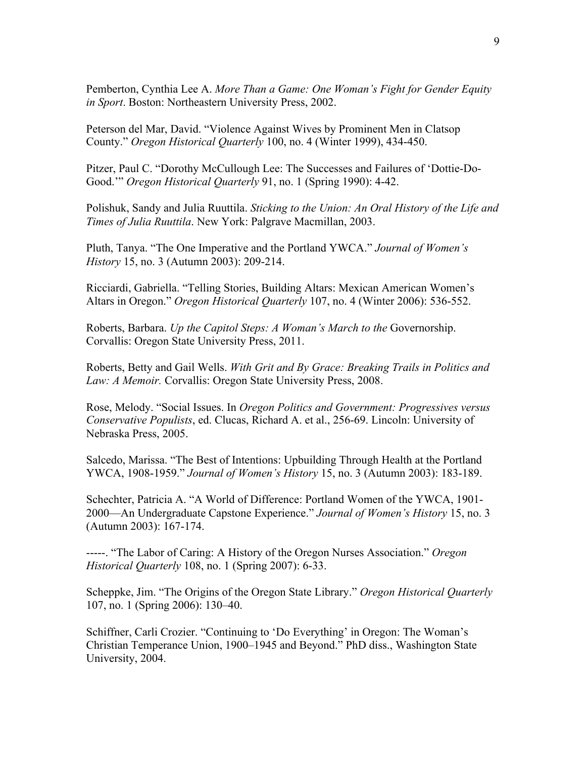Pemberton, Cynthia Lee A. *More Than a Game: One Woman's Fight for Gender Equity in Sport*. Boston: Northeastern University Press, 2002.

Peterson del Mar, David. "Violence Against Wives by Prominent Men in Clatsop County." *Oregon Historical Quarterly* 100, no. 4 (Winter 1999), 434-450.

Pitzer, Paul C. "Dorothy McCullough Lee: The Successes and Failures of 'Dottie-Do-Good.'" *Oregon Historical Quarterly* 91, no. 1 (Spring 1990): 4-42.

Polishuk, Sandy and Julia Ruuttila. *Sticking to the Union: An Oral History of the Life and Times of Julia Ruuttila*. New York: Palgrave Macmillan, 2003.

Pluth, Tanya. "The One Imperative and the Portland YWCA." *Journal of Women's History* 15, no. 3 (Autumn 2003): 209-214.

Ricciardi, Gabriella. "Telling Stories, Building Altars: Mexican American Women's Altars in Oregon." *Oregon Historical Quarterly* 107, no. 4 (Winter 2006): 536-552.

Roberts, Barbara. *Up the Capitol Steps: A Woman's March to the* Governorship. Corvallis: Oregon State University Press, 2011.

Roberts, Betty and Gail Wells. *With Grit and By Grace: Breaking Trails in Politics and Law: A Memoir.* Corvallis: Oregon State University Press, 2008.

Rose, Melody. "Social Issues. In *Oregon Politics and Government: Progressives versus Conservative Populists*, ed. Clucas, Richard A. et al., 256-69. Lincoln: University of Nebraska Press, 2005.

Salcedo, Marissa. "The Best of Intentions: Upbuilding Through Health at the Portland YWCA, 1908-1959." *Journal of Women's History* 15, no. 3 (Autumn 2003): 183-189.

Schechter, Patricia A. "A World of Difference: Portland Women of the YWCA, 1901-2000—An Undergraduate Capstone Experience." *Journal of Women's History* 15, no. 3 (Autumn 2003): 167-174.

-----. "The Labor of Caring: A History of the Oregon Nurses Association." *Oregon Historical Quarterly* 108, no. 1 (Spring 2007): 6-33.

Scheppke, Jim. "The Origins of the Oregon State Library." *Oregon Historical Quarterly* 107, no. 1 (Spring 2006): 130–40.

Schiffner, Carli Crozier. "Continuing to 'Do Everything' in Oregon: The Woman's Christian Temperance Union, 1900–1945 and Beyond." PhD diss., Washington State University, 2004.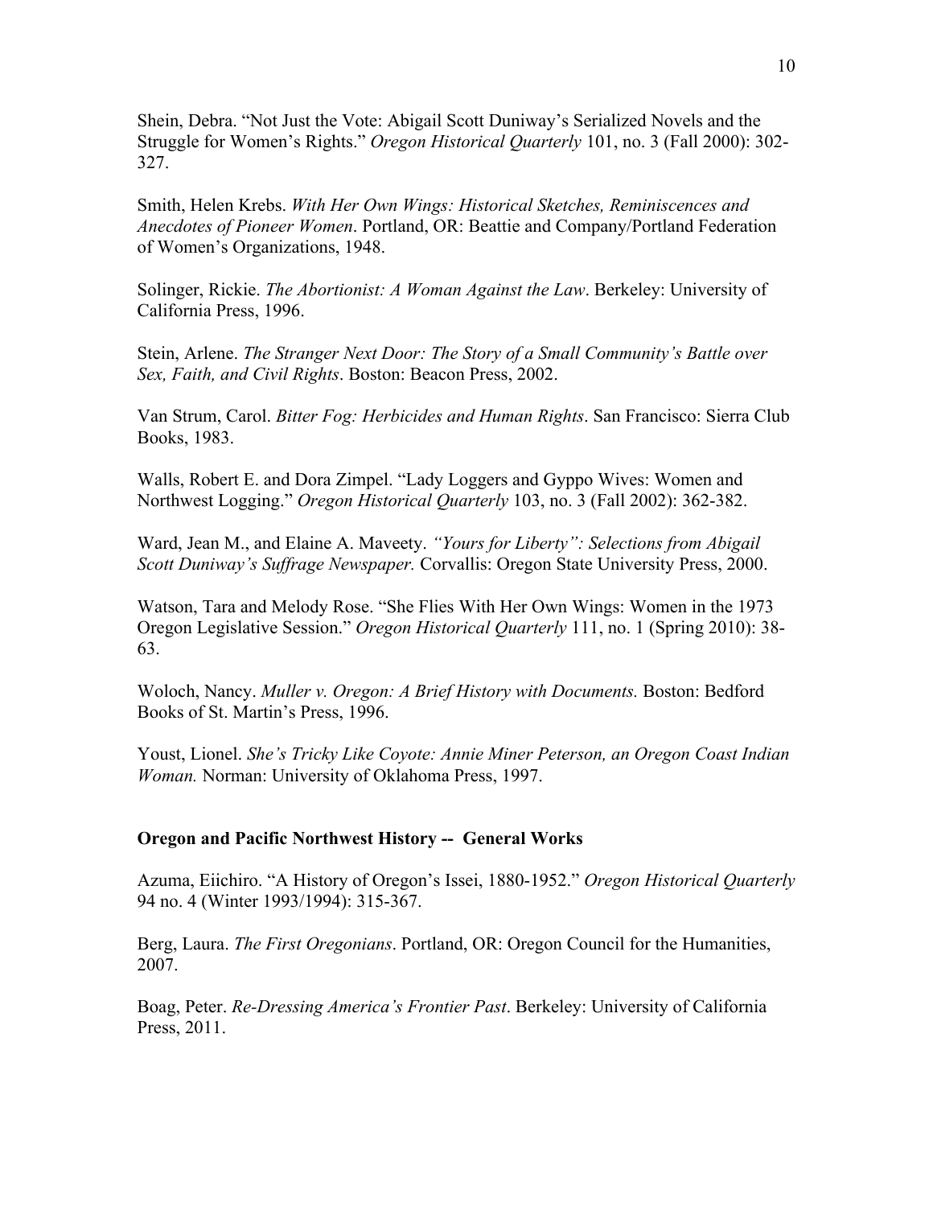Shein, Debra. "Not Just the Vote: Abigail Scott Duniway's Serialized Novels and the Struggle for Women's Rights." *Oregon Historical Quarterly* 101, no. 3 (Fall 2000): 302-327.

Smith, Helen Krebs. *With Her Own Wings: Historical Sketches, Reminiscences and Anecdotes of Pioneer Women*. Portland, OR: Beattie and Company/Portland Federation of Women's Organizations, 1948.

Solinger, Rickie. *The Abortionist: A Woman Against the Law*. Berkeley: University of California Press, 1996.

Stein, Arlene. *The Stranger Next Door: The Story of a Small Community's Battle over Sex, Faith, and Civil Rights*. Boston: Beacon Press, 2002.

Van Strum, Carol. *Bitter Fog: Herbicides and Human Rights*. San Francisco: Sierra Club Books, 1983.

Walls, Robert E. and Dora Zimpel. "Lady Loggers and Gyppo Wives: Women and Northwest Logging." *Oregon Historical Quarterly* 103, no. 3 (Fall 2002): 362-382.

Ward, Jean M., and Elaine A. Maveety. *"Yours for Liberty": Selections from Abigail Scott Duniway's Suffrage Newspaper.* Corvallis: Oregon State University Press, 2000.

Watson, Tara and Melody Rose. "She Flies With Her Own Wings: Women in the 1973 Oregon Legislative Session." *Oregon Historical Quarterly* 111, no. 1 (Spring 2010): 38-63.

Woloch, Nancy. *Muller v. Oregon: A Brief History with Documents.* Boston: Bedford Books of St. Martin's Press, 1996.

Youst, Lionel. *She's Tricky Like Coyote: Annie Miner Peterson, an Oregon Coast Indian Woman.* Norman: University of Oklahoma Press, 1997.

**Oregon and Pacific Northwest History -- General Works**

Azuma, Eiichiro. "A History of Oregon's Issei, 1880-1952." *Oregon Historical Quarterly* 94 no. 4 (Winter 1993/1994): 315-367.

Berg, Laura. *The First Oregonians*. Portland, OR: Oregon Council for the Humanities, 2007.

Boag, Peter. *Re-Dressing America's Frontier Past*. Berkeley: University of California Press, 2011.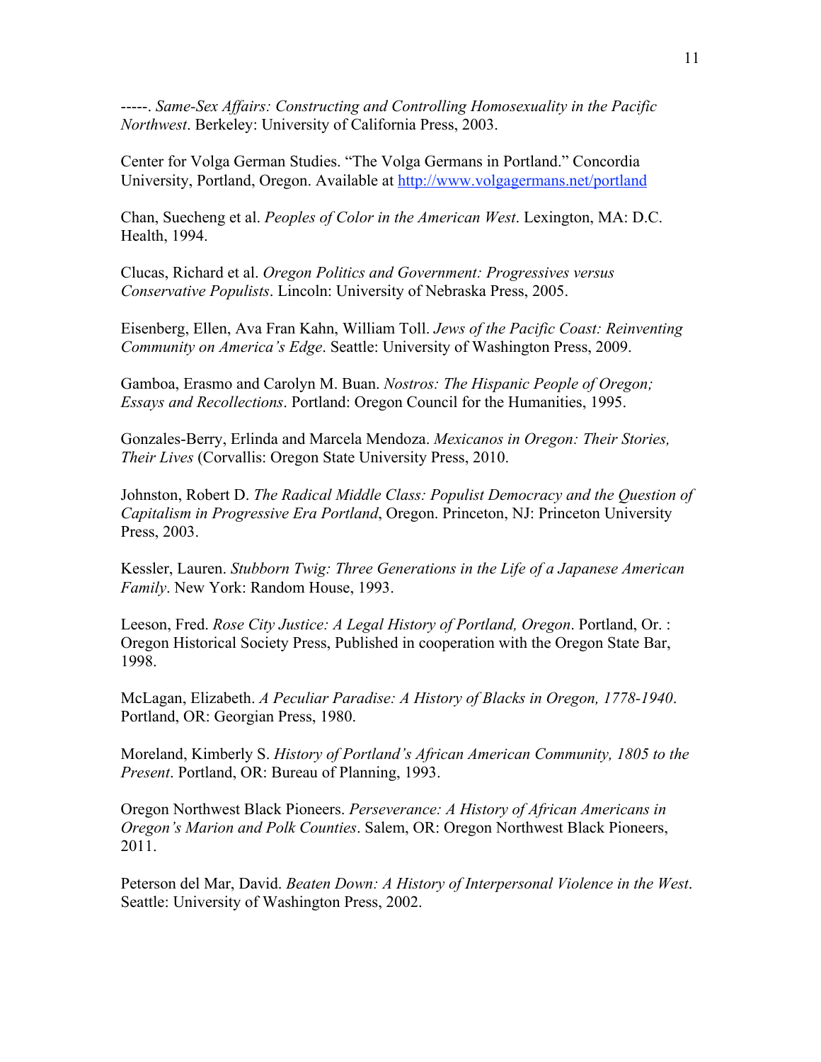-----. *Same-Sex Affairs: Constructing and Controlling Homosexuality in the Pacific Northwest*. Berkeley: University of California Press, 2003.

Center for Volga German Studies. "The Volga Germans in Portland." Concordia University, Portland, Oregon. Available at http://www.volgagermans.net/portland

Chan, Suecheng et al. *Peoples of Color in the American West*. Lexington, MA: D.C. Health, 1994.

Clucas, Richard et al. *Oregon Politics and Government: Progressives versus Conservative Populists*. Lincoln: University of Nebraska Press, 2005.

Eisenberg, Ellen, Ava Fran Kahn, William Toll. *Jews of the Pacific Coast: Reinventing Community on America's Edge*. Seattle: University of Washington Press, 2009.

Gamboa, Erasmo and Carolyn M. Buan. *Nostros: The Hispanic People of Oregon; Essays and Recollections*. Portland: Oregon Council for the Humanities, 1995.

Gonzales-Berry, Erlinda and Marcela Mendoza. *Mexicanos in Oregon: Their Stories, Their Lives* (Corvallis: Oregon State University Press, 2010.

Johnston, Robert D. *The Radical Middle Class: Populist Democracy and the Question of Capitalism in Progressive Era Portland*, Oregon. Princeton, NJ: Princeton University Press, 2003.

Kessler, Lauren. *Stubborn Twig: Three Generations in the Life of a Japanese American Family*. New York: Random House, 1993.

Leeson, Fred. *Rose City Justice: A Legal History of Portland, Oregon*. Portland, Or. : Oregon Historical Society Press, Published in cooperation with the Oregon State Bar, 1998.

McLagan, Elizabeth. *A Peculiar Paradise: A History of Blacks in Oregon, 1778-1940*. Portland, OR: Georgian Press, 1980.

Moreland, Kimberly S. *History of Portland's African American Community, 1805 to the Present*. Portland, OR: Bureau of Planning, 1993.

Oregon Northwest Black Pioneers. *Perseverance: A History of African Americans in Oregon's Marion and Polk Counties*. Salem, OR: Oregon Northwest Black Pioneers, 2011.

Peterson del Mar, David. *Beaten Down: A History of Interpersonal Violence in the West*. Seattle: University of Washington Press, 2002.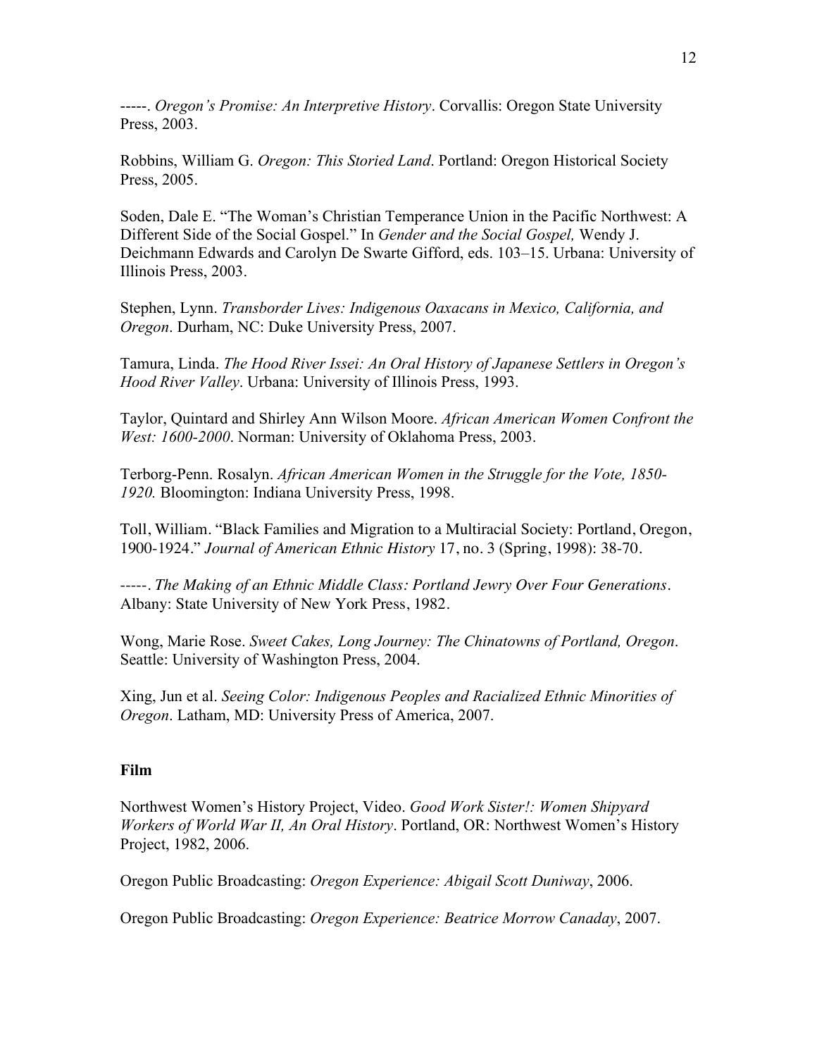-----. *Oregon's Promise: An Interpretive History*. Corvallis: Oregon State University Press, 2003.

Robbins, William G. *Oregon: This Storied Land*. Portland: Oregon Historical Society Press, 2005.

Soden, Dale E. "The Woman's Christian Temperance Union in the Pacific Northwest: A Different Side of the Social Gospel." In *Gender and the Social Gospel,* Wendy J. Deichmann Edwards and Carolyn De Swarte Gifford, eds. 103–15. Urbana: University of Illinois Press, 2003.

Stephen, Lynn. *Transborder Lives: Indigenous Oaxacans in Mexico, California, and Oregon*. Durham, NC: Duke University Press, 2007.

Tamura, Linda. *The Hood River Issei: An Oral History of Japanese Settlers in Oregon's Hood River Valley*. Urbana: University of Illinois Press, 1993.

Taylor, Quintard and Shirley Ann Wilson Moore. *African American Women Confront the West: 1600-2000*. Norman: University of Oklahoma Press, 2003.

Terborg-Penn. Rosalyn. *African American Women in the Struggle for the Vote, 1850-1920.* Bloomington: Indiana University Press, 1998.

Toll, William. "Black Families and Migration to a Multiracial Society: Portland, Oregon, 1900-1924." *Journal of American Ethnic History* 17, no. 3 (Spring, 1998): 38-70.

-----. *The Making of an Ethnic Middle Class: Portland Jewry Over Four Generations*. Albany: State University of New York Press, 1982.

Wong, Marie Rose. *Sweet Cakes, Long Journey: The Chinatowns of Portland, Oregon*. Seattle: University of Washington Press, 2004.

Xing, Jun et al. *Seeing Color: Indigenous Peoples and Racialized Ethnic Minorities of Oregon*. Latham, MD: University Press of America, 2007.

**Film**

Northwest Women's History Project, Video. *Good Work Sister!: Women Shipyard Workers of World War II, An Oral History*. Portland, OR: Northwest Women's History Project, 1982, 2006.

Oregon Public Broadcasting: *Oregon Experience: Abigail Scott Duniway*, 2006.

Oregon Public Broadcasting: *Oregon Experience: Beatrice Morrow Canaday*, 2007.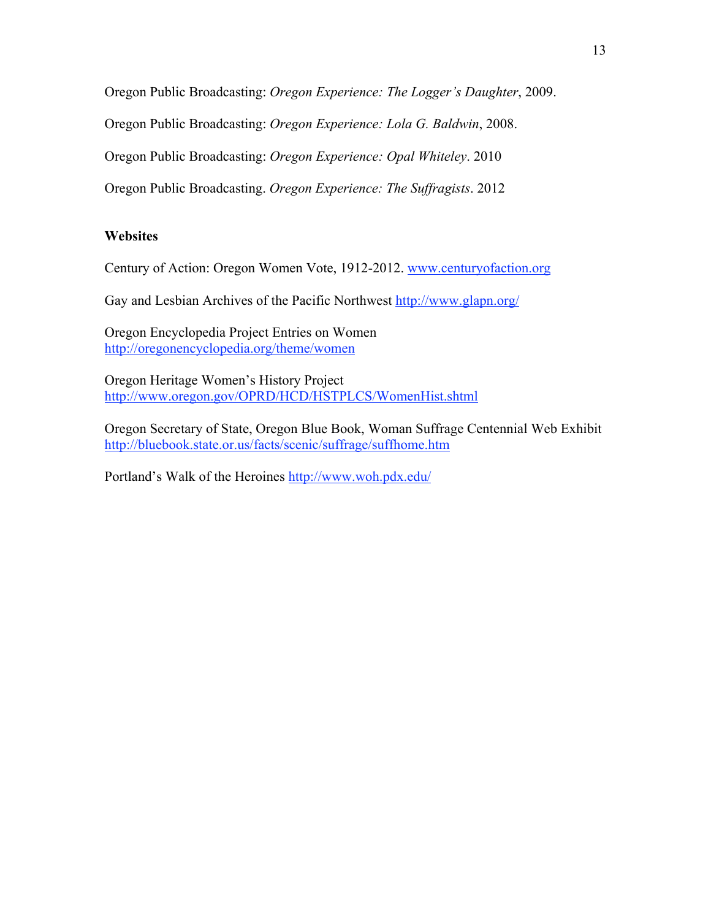Oregon Public Broadcasting: *Oregon Experience: The Logger's Daughter*, 2009.

Oregon Public Broadcasting: *Oregon Experience: Lola G. Baldwin*, 2008.

Oregon Public Broadcasting: *Oregon Experience: Opal Whiteley*. 2010

Oregon Public Broadcasting. *Oregon Experience: The Suffragists*. 2012

**Websites**

Century of Action: Oregon Women Vote, 1912-2012. www.centuryofaction.org

Gay and Lesbian Archives of the Pacific Northwest http://www.glapn.org/

Oregon Encyclopedia Project Entries on Women
http://oregonencyclopedia.org/theme/women

Oregon Heritage Women's History Project
http://www.oregon.gov/OPRD/HCD/HSTPLCS/WomenHist.shtml

Oregon Secretary of State, Oregon Blue Book, Woman Suffrage Centennial Web Exhibit
http://bluebook.state.or.us/facts/scenic/suffrage/suffhome.htm

Portland's Walk of the Heroines http://www.woh.pdx.edu/